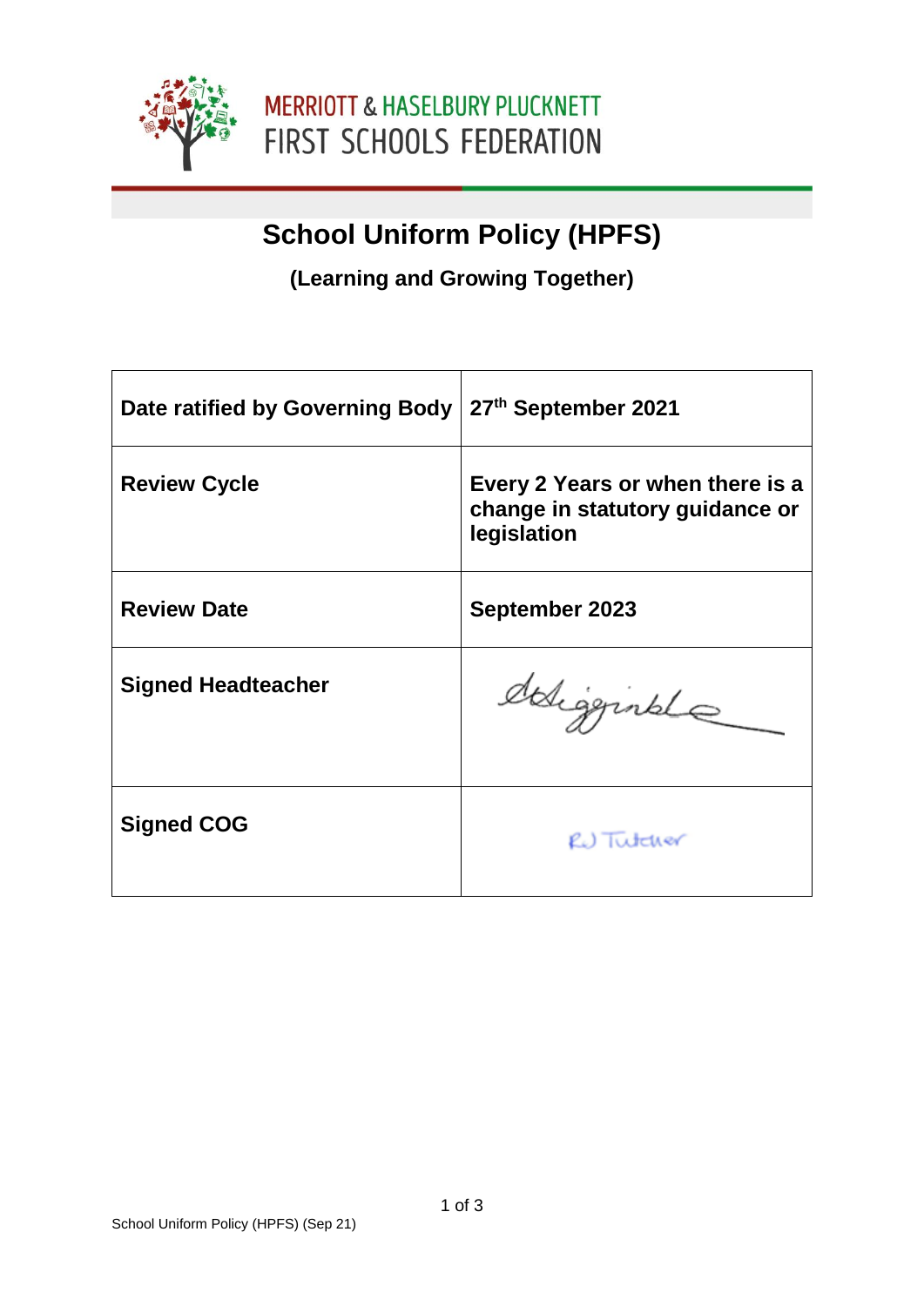MERRIOTT & HASELBURY PLUCKNETT
FIRST SCHOOLS FEDERATION

# School Uniform Policy (HPFS)

## (Learning and Growing Together)

| **Date ratified by Governing Body** | **27th September 2021** |
|---|---|
| **Review Cycle** | **Every 2 Years or when there is a change in statutory guidance or legislation** |
| **Review Date** | **September 2023** |
| **Signed Headteacher** | |
| **Signed COG** | RJ Tutcher |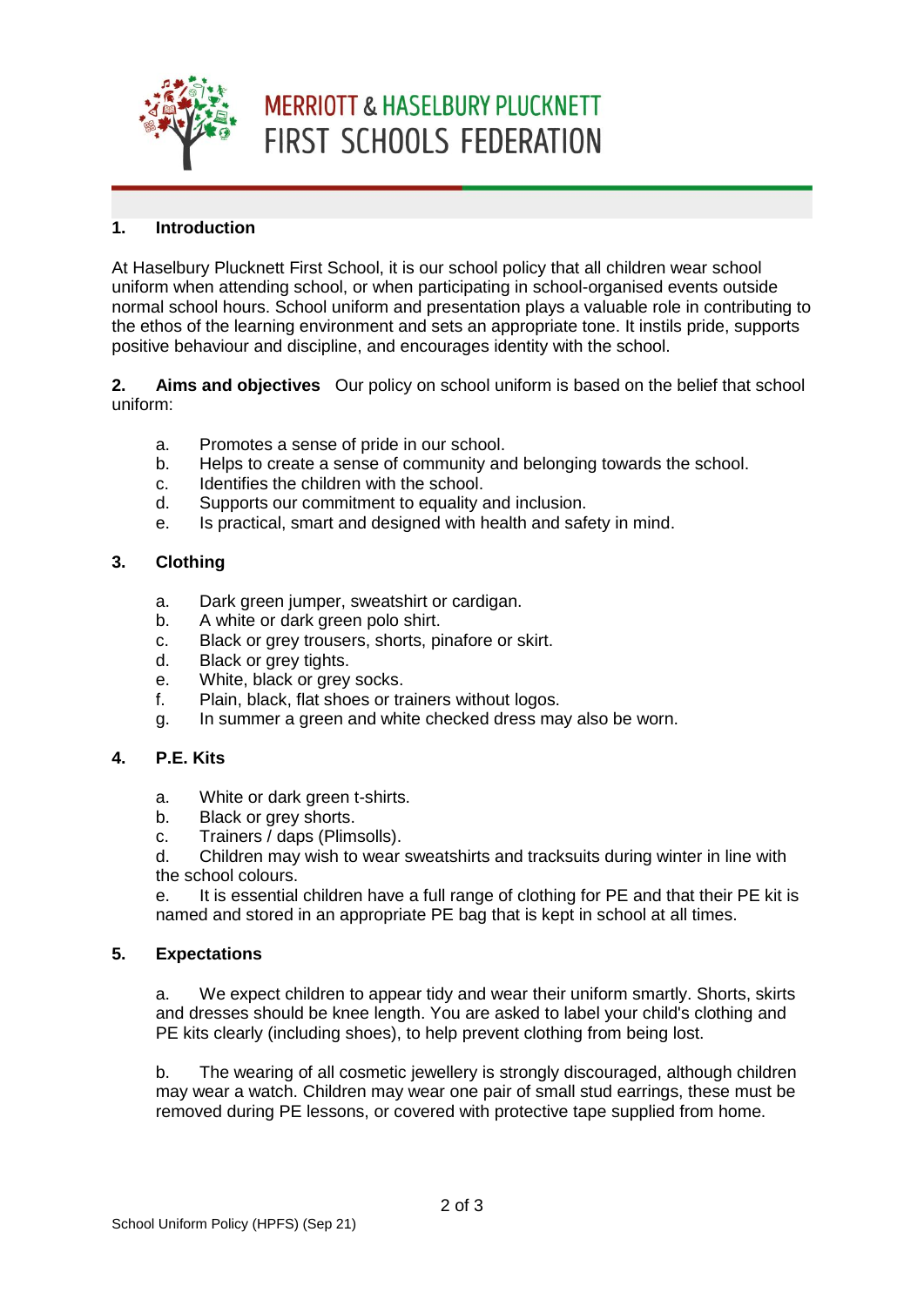# MERRIOTT & HASELBURY PLUCKNETT FIRST SCHOOLS FEDERATION

## 1. Introduction

At Haselbury Plucknett First School, it is our school policy that all children wear school uniform when attending school, or when participating in school-organised events outside normal school hours. School uniform and presentation plays a valuable role in contributing to the ethos of the learning environment and sets an appropriate tone. It instils pride, supports positive behaviour and discipline, and encourages identity with the school.

## 2. Aims and objectives

Our policy on school uniform is based on the belief that school uniform:

a. Promotes a sense of pride in our school.
b. Helps to create a sense of community and belonging towards the school.
c. Identifies the children with the school.
d. Supports our commitment to equality and inclusion.
e. Is practical, smart and designed with health and safety in mind.

## 3. Clothing

a. Dark green jumper, sweatshirt or cardigan.
b. A white or dark green polo shirt.
c. Black or grey trousers, shorts, pinafore or skirt.
d. Black or grey tights.
e. White, black or grey socks.
f. Plain, black, flat shoes or trainers without logos.
g. In summer a green and white checked dress may also be worn.

## 4. P.E. Kits

a. White or dark green t-shirts.
b. Black or grey shorts.
c. Trainers / daps (Plimsolls).
d. Children may wish to wear sweatshirts and tracksuits during winter in line with the school colours.
e. It is essential children have a full range of clothing for PE and that their PE kit is named and stored in an appropriate PE bag that is kept in school at all times.

## 5. Expectations

a. We expect children to appear tidy and wear their uniform smartly. Shorts, skirts and dresses should be knee length. You are asked to label your child's clothing and PE kits clearly (including shoes), to help prevent clothing from being lost.

b. The wearing of all cosmetic jewellery is strongly discouraged, although children may wear a watch. Children may wear one pair of small stud earrings, these must be removed during PE lessons, or covered with protective tape supplied from home.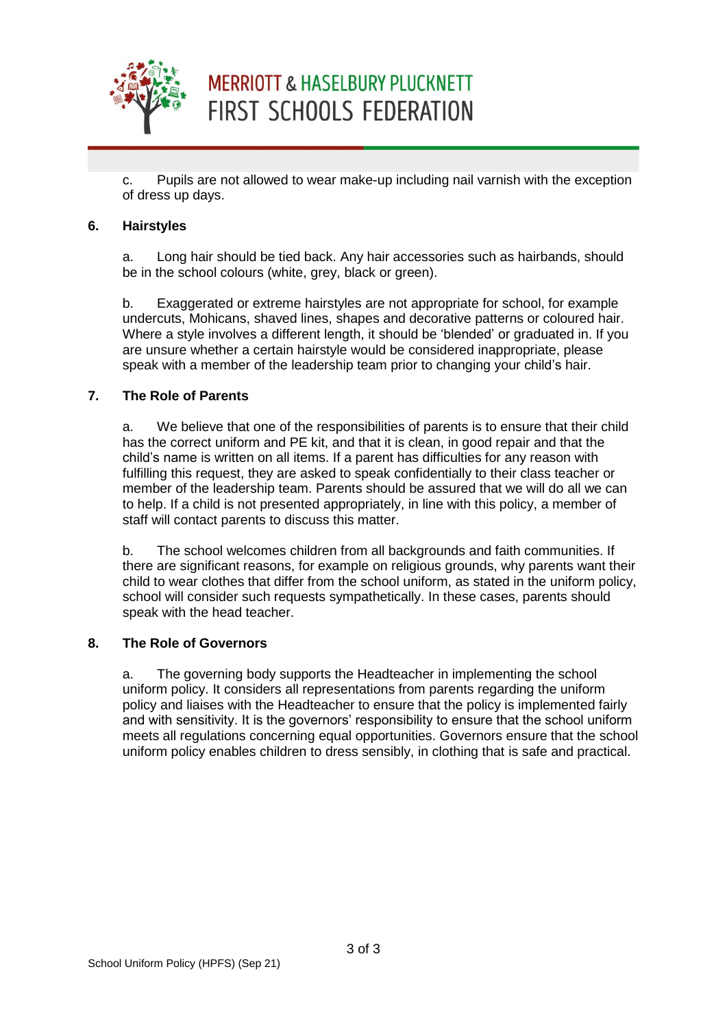c. Pupils are not allowed to wear make-up including nail varnish with the exception of dress up days.

## 6. Hairstyles

a. Long hair should be tied back. Any hair accessories such as hairbands, should be in the school colours (white, grey, black or green).

b. Exaggerated or extreme hairstyles are not appropriate for school, for example undercuts, Mohicans, shaved lines, shapes and decorative patterns or coloured hair. Where a style involves a different length, it should be 'blended' or graduated in. If you are unsure whether a certain hairstyle would be considered inappropriate, please speak with a member of the leadership team prior to changing your child's hair.

## 7. The Role of Parents

a. We believe that one of the responsibilities of parents is to ensure that their child has the correct uniform and PE kit, and that it is clean, in good repair and that the child's name is written on all items. If a parent has difficulties for any reason with fulfilling this request, they are asked to speak confidentially to their class teacher or member of the leadership team. Parents should be assured that we will do all we can to help. If a child is not presented appropriately, in line with this policy, a member of staff will contact parents to discuss this matter.

b. The school welcomes children from all backgrounds and faith communities. If there are significant reasons, for example on religious grounds, why parents want their child to wear clothes that differ from the school uniform, as stated in the uniform policy, school will consider such requests sympathetically. In these cases, parents should speak with the head teacher.

## 8. The Role of Governors

a. The governing body supports the Headteacher in implementing the school uniform policy. It considers all representations from parents regarding the uniform policy and liaises with the Headteacher to ensure that the policy is implemented fairly and with sensitivity. It is the governors' responsibility to ensure that the school uniform meets all regulations concerning equal opportunities. Governors ensure that the school uniform policy enables children to dress sensibly, in clothing that is safe and practical.